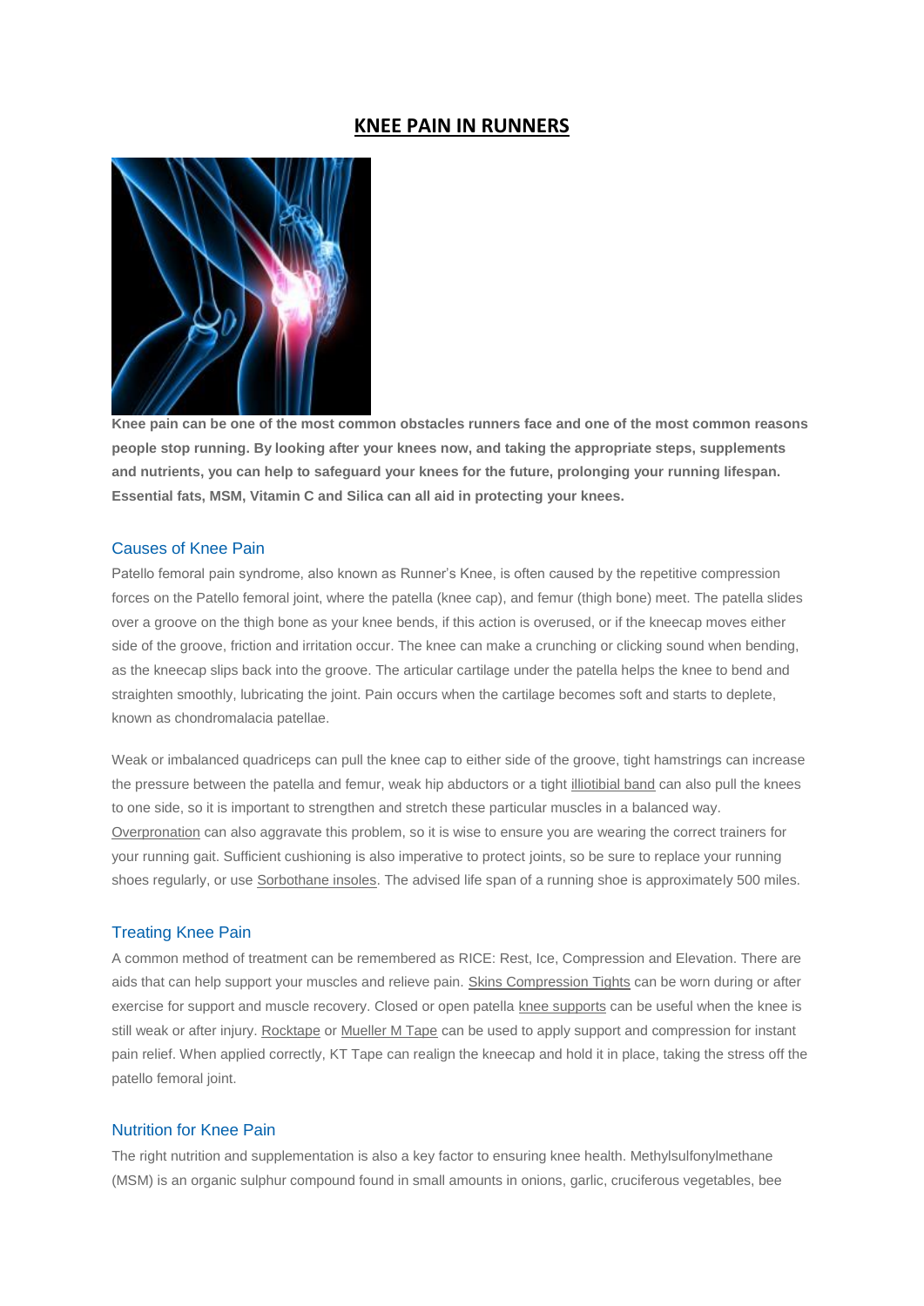# KNEE PAIN IN RUNNERS

**Knee pain can be one of the most common obstacles runners face and one of the most common reasons people stop running. By looking after your knees now, and taking the appropriate steps, supplements and nutrients, you can help to safeguard your knees for the future, prolonging your running lifespan. Essential fats, MSM, Vitamin C and Silica can all aid in protecting your knees.**

## Causes of Knee Pain

Patello femoral pain syndrome, also known as Runner's Knee, is often caused by the repetitive compression forces on the Patello femoral joint, where the patella (knee cap), and femur (thigh bone) meet. The patella slides over a groove on the thigh bone as your knee bends, if this action is overused, or if the kneecap moves either side of the groove, friction and irritation occur. The knee can make a crunching or clicking sound when bending, as the kneecap slips back into the groove. The articular cartilage under the patella helps the knee to bend and straighten smoothly, lubricating the joint. Pain occurs when the cartilage becomes soft and starts to deplete, known as chondromalacia patellae.

Weak or imbalanced quadriceps can pull the knee cap to either side of the groove, tight hamstrings can increase the pressure between the patella and femur, weak hip abductors or a tight illiotibial band can also pull the knees to one side, so it is important to strengthen and stretch these particular muscles in a balanced way. Overpronation can also aggravate this problem, so it is wise to ensure you are wearing the correct trainers for your running gait. Sufficient cushioning is also imperative to protect joints, so be sure to replace your running shoes regularly, or use Sorbothane insoles. The advised life span of a running shoe is approximately 500 miles.

## Treating Knee Pain

A common method of treatment can be remembered as RICE: Rest, Ice, Compression and Elevation. There are aids that can help support your muscles and relieve pain. Skins Compression Tights can be worn during or after exercise for support and muscle recovery. Closed or open patella knee supports can be useful when the knee is still weak or after injury. Rocktape or Mueller M Tape can be used to apply support and compression for instant pain relief. When applied correctly, KT Tape can realign the kneecap and hold it in place, taking the stress off the patello femoral joint.

## Nutrition for Knee Pain

The right nutrition and supplementation is also a key factor to ensuring knee health. Methylsulfonylmethane (MSM) is an organic sulphur compound found in small amounts in onions, garlic, cruciferous vegetables, bee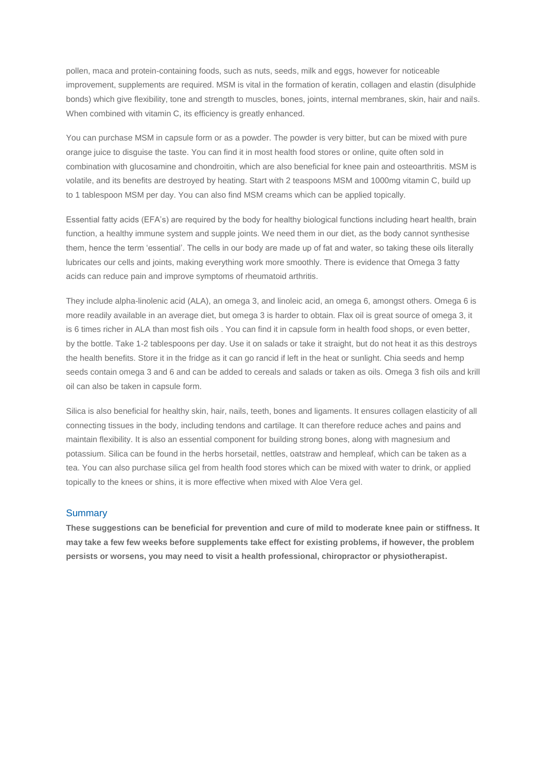pollen, maca and protein-containing foods, such as nuts, seeds, milk and eggs, however for noticeable improvement, supplements are required. MSM is vital in the formation of keratin, collagen and elastin (disulphide bonds) which give flexibility, tone and strength to muscles, bones, joints, internal membranes, skin, hair and nails. When combined with vitamin C, its efficiency is greatly enhanced.

You can purchase MSM in capsule form or as a powder. The powder is very bitter, but can be mixed with pure orange juice to disguise the taste. You can find it in most health food stores or online, quite often sold in combination with glucosamine and chondroitin, which are also beneficial for knee pain and osteoarthritis. MSM is volatile, and its benefits are destroyed by heating. Start with 2 teaspoons MSM and 1000mg vitamin C, build up to 1 tablespoon MSM per day. You can also find MSM creams which can be applied topically.

Essential fatty acids (EFA's) are required by the body for healthy biological functions including heart health, brain function, a healthy immune system and supple joints. We need them in our diet, as the body cannot synthesise them, hence the term 'essential'. The cells in our body are made up of fat and water, so taking these oils literally lubricates our cells and joints, making everything work more smoothly. There is evidence that Omega 3 fatty acids can reduce pain and improve symptoms of rheumatoid arthritis.

They include alpha-linolenic acid (ALA), an omega 3, and linoleic acid, an omega 6, amongst others. Omega 6 is more readily available in an average diet, but omega 3 is harder to obtain. Flax oil is great source of omega 3, it is 6 times richer in ALA than most fish oils . You can find it in capsule form in health food shops, or even better, by the bottle. Take 1-2 tablespoons per day. Use it on salads or take it straight, but do not heat it as this destroys the health benefits. Store it in the fridge as it can go rancid if left in the heat or sunlight. Chia seeds and hemp seeds contain omega 3 and 6 and can be added to cereals and salads or taken as oils. Omega 3 fish oils and krill oil can also be taken in capsule form.

Silica is also beneficial for healthy skin, hair, nails, teeth, bones and ligaments. It ensures collagen elasticity of all connecting tissues in the body, including tendons and cartilage. It can therefore reduce aches and pains and maintain flexibility. It is also an essential component for building strong bones, along with magnesium and potassium. Silica can be found in the herbs horsetail, nettles, oatstraw and hempleaf, which can be taken as a tea. You can also purchase silica gel from health food stores which can be mixed with water to drink, or applied topically to the knees or shins, it is more effective when mixed with Aloe Vera gel.

## Summary

**These suggestions can be beneficial for prevention and cure of mild to moderate knee pain or stiffness. It may take a few few weeks before supplements take effect for existing problems, if however, the problem persists or worsens, you may need to visit a health professional, chiropractor or physiotherapist.**